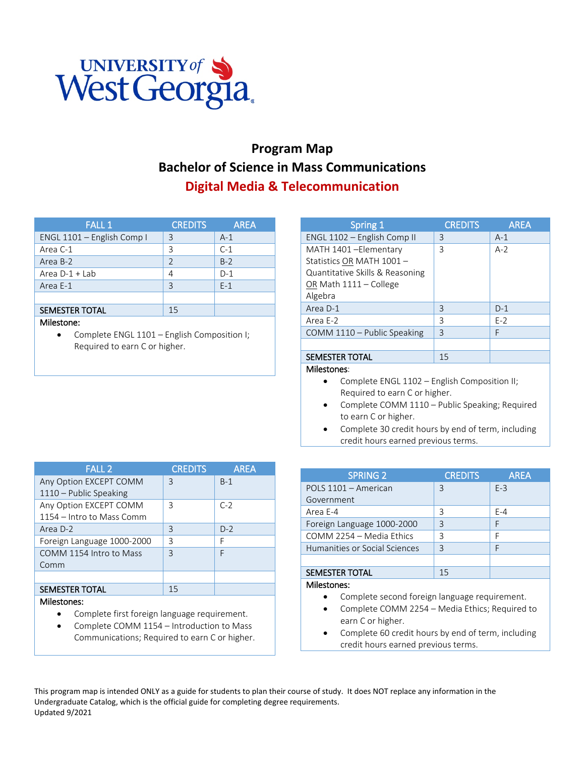# Program Map

## Bachelor of Science in Mass Communications

## Digital Media & Telecommunication

| FALL 1 | CREDITS | AREA |
|---|---|---|
| ENGL 1101 – English Comp I | 3 | A-1 |
| Area C-1 | 3 | C-1 |
| Area B-2 | 2 | B-2 |
| Area D-1 + Lab | 4 | D-1 |
| Area E-1 | 3 | E-1 |
| | | |
| SEMESTER TOTAL | 15 | |

Milestone:

- Complete ENGL 1101 – English Composition I; Required to earn C or higher.

| Spring 1 | CREDITS | AREA |
|---|---|---|
| ENGL 1102 – English Comp II | 3 | A-1 |
| MATH 1401 –Elementary Statistics OR MATH 1001 – Quantitative Skills & Reasoning OR Math 1111 – College Algebra | 3 | A-2 |
| Area D-1 | 3 | D-1 |
| Area E-2 | 3 | E-2 |
| COMM 1110 – Public Speaking | 3 | F |
| | | |
| SEMESTER TOTAL | 15 | |

Milestones:

- Complete ENGL 1102 – English Composition II; Required to earn C or higher.
- Complete COMM 1110 – Public Speaking; Required to earn C or higher.
- Complete 30 credit hours by end of term, including credit hours earned previous terms.

| FALL 2 | CREDITS | AREA |
|---|---|---|
| Any Option EXCEPT COMM 1110 – Public Speaking | 3 | B-1 |
| Any Option EXCEPT COMM 1154 – Intro to Mass Comm | 3 | C-2 |
| Area D-2 | 3 | D-2 |
| Foreign Language 1000-2000 | 3 | F |
| COMM 1154 Intro to Mass Comm | 3 | F |
| | | |
| SEMESTER TOTAL | 15 | |

Milestones:

- Complete first foreign language requirement.
- Complete COMM 1154 – Introduction to Mass Communications; Required to earn C or higher.

| SPRING 2 | CREDITS | AREA |
|---|---|---|
| POLS 1101 – American Government | 3 | E-3 |
| Area E-4 | 3 | E-4 |
| Foreign Language 1000-2000 | 3 | F |
| COMM 2254 – Media Ethics | 3 | F |
| Humanities or Social Sciences | 3 | F |
| | | |
| SEMESTER TOTAL | 15 | |

Milestones:

- Complete second foreign language requirement.
- Complete COMM 2254 – Media Ethics; Required to earn C or higher.
- Complete 60 credit hours by end of term, including credit hours earned previous terms.

This program map is intended ONLY as a guide for students to plan their course of study. It does NOT replace any information in the Undergraduate Catalog, which is the official guide for completing degree requirements.
Updated 9/2021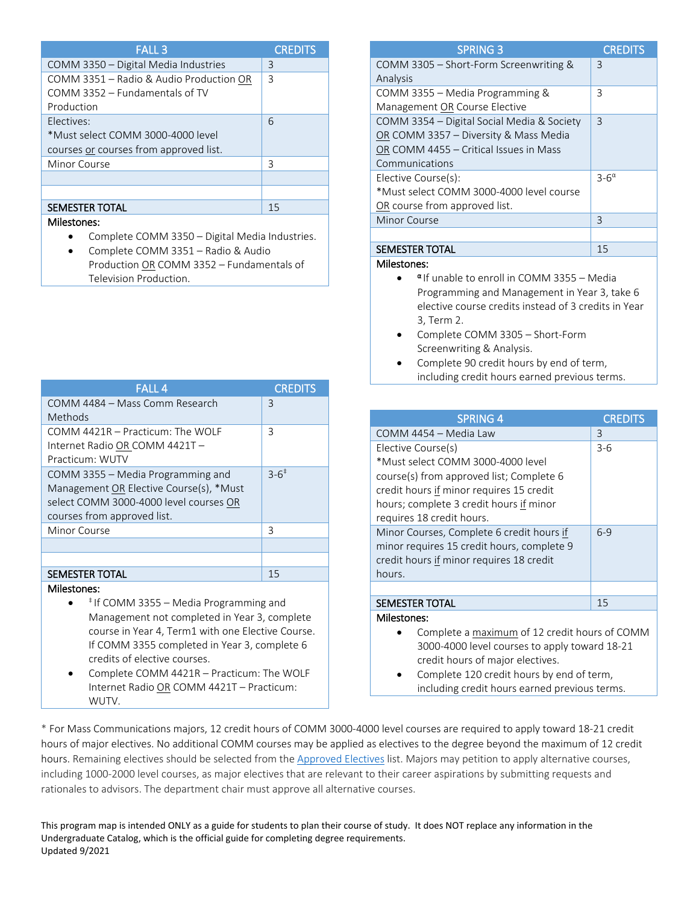| FALL 3 | CREDITS |
|---|---|
| COMM 3350 – Digital Media Industries | 3 |
| COMM 3351 – Radio & Audio Production OR COMM 3352 – Fundamentals of TV Production | 3 |
| Electives: *Must select COMM 3000-4000 level courses or courses from approved list. | 6 |
| Minor Course | 3 |
| | |
| | |
| SEMESTER TOTAL | 15 |

Milestones:

- Complete COMM 3350 – Digital Media Industries.
- Complete COMM 3351 – Radio & Audio Production OR COMM 3352 – Fundamentals of Television Production.

| SPRING 3 | CREDITS |
|---|---|
| COMM 3305 – Short-Form Screenwriting & Analysis | 3 |
| COMM 3355 – Media Programming & Management OR Course Elective | 3 |
| COMM 3354 – Digital Social Media & Society OR COMM 3357 – Diversity & Mass Media OR COMM 4455 – Critical Issues in Mass Communications | 3 |
| Elective Course(s): *Must select COMM 3000-4000 level course OR course from approved list. | 3-6$^{\alpha}$ |
| Minor Course | 3 |
| | |
| SEMESTER TOTAL | 15 |

Milestones:

- $^{\alpha}$If unable to enroll in COMM 3355 – Media Programming and Management in Year 3, take 6 elective course credits instead of 3 credits in Year 3, Term 2.
- Complete COMM 3305 – Short-Form Screenwriting & Analysis.
- Complete 90 credit hours by end of term, including credit hours earned previous terms.

| FALL 4 | CREDITS |
|---|---|
| COMM 4484 – Mass Comm Research Methods | 3 |
| COMM 4421R – Practicum: The WOLF Internet Radio OR COMM 4421T – Practicum: WUTV | 3 |
| COMM 3355 – Media Programming and Management OR Elective Course(s), *Must select COMM 3000-4000 level courses OR courses from approved list. | 3-6‡ |
| Minor Course | 3 |
| | |
| | |
| SEMESTER TOTAL | 15 |

Milestones:

- ‡If COMM 3355 – Media Programming and Management not completed in Year 3, complete course in Year 4, Term1 with one Elective Course. If COMM 3355 completed in Year 3, complete 6 credits of elective courses.
- Complete COMM 4421R – Practicum: The WOLF Internet Radio OR COMM 4421T – Practicum: WUTV.

| SPRING 4 | CREDITS |
|---|---|
| COMM 4454 – Media Law | 3 |
| Elective Course(s) *Must select COMM 3000-4000 level course(s) from approved list; Complete 6 credit hours if minor requires 15 credit hours; complete 3 credit hours if minor requires 18 credit hours. | 3-6 |
| Minor Courses, Complete 6 credit hours if minor requires 15 credit hours, complete 9 credit hours if minor requires 18 credit hours. | 6-9 |
| | |
| SEMESTER TOTAL | 15 |

Milestones:

- Complete a maximum of 12 credit hours of COMM 3000-4000 level courses to apply toward 18-21 credit hours of major electives.
- Complete 120 credit hours by end of term, including credit hours earned previous terms.

* For Mass Communications majors, 12 credit hours of COMM 3000-4000 level courses are required to apply toward 18-21 credit hours of major electives. No additional COMM courses may be applied as electives to the degree beyond the maximum of 12 credit hours. Remaining electives should be selected from the Approved Electives list. Majors may petition to apply alternative courses, including 1000-2000 level courses, as major electives that are relevant to their career aspirations by submitting requests and rationales to advisors. The department chair must approve all alternative courses.

This program map is intended ONLY as a guide for students to plan their course of study. It does NOT replace any information in the Undergraduate Catalog, which is the official guide for completing degree requirements.
Updated 9/2021